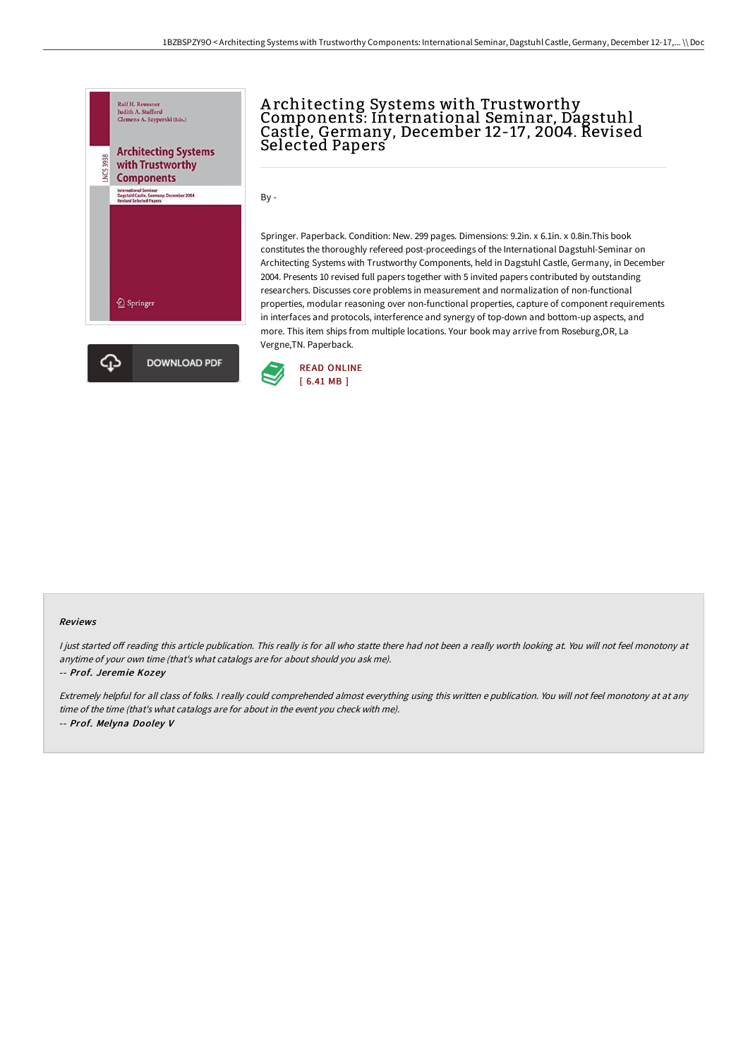# Architecting Systems with Trustworthy Components: International Seminar, Dagstuhl Castle, Germany, December 12-17, 2004. Revised Selected Papers

By -

Springer. Paperback. Condition: New. 299 pages. Dimensions: 9.2in. x 6.1in. x 0.8in.This book constitutes the thoroughly refereed post-proceedings of the International Dagstuhl-Seminar on Architecting Systems with Trustworthy Components, held in Dagstuhl Castle, Germany, in December 2004. Presents 10 revised full papers together with 5 invited papers contributed by outstanding researchers. Discusses core problems in measurement and normalization of non-functional properties, modular reasoning over non-functional properties, capture of component requirements in interfaces and protocols, interference and synergy of top-down and bottom-up aspects, and more. This item ships from multiple locations. Your book may arrive from Roseburg,OR, La Vergne,TN. Paperback.

READ ONLINE
[ 6.41 MB ]

DOWNLOAD PDF

#### Reviews

*I just started off reading this article publication. This really is for all who statte there had not been a really worth looking at. You will not feel monotony at anytime of your own time (that's what catalogs are for about should you ask me).*

-- ***Prof. Jeremie Kozey***

*Extremely helpful for all class of folks. I really could comprehended almost everything using this written e publication. You will not feel monotony at at any time of the time (that's what catalogs are for about in the event you check with me).*

-- ***Prof. Melyna Dooley V***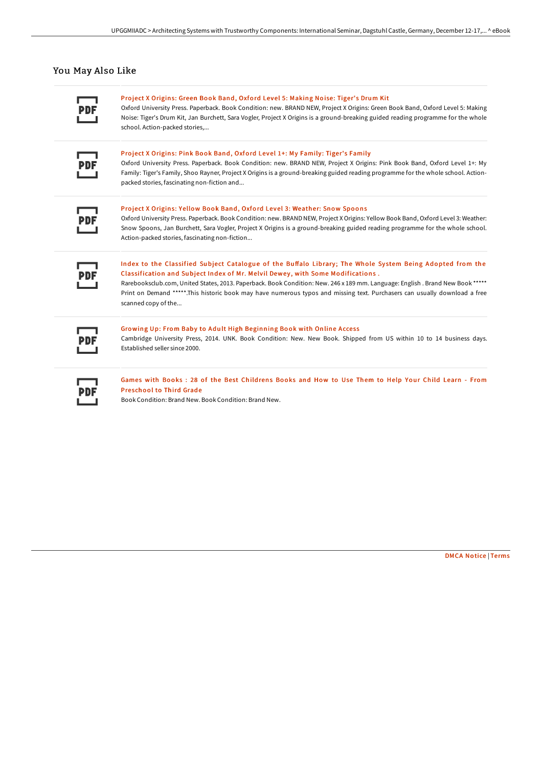## You May Also Like

**Project X Origins: Green Book Band, Oxford Level 5: Making Noise: Tiger's Drum Kit**

Oxford University Press. Paperback. Book Condition: new. BRAND NEW, Project X Origins: Green Book Band, Oxford Level 5: Making Noise: Tiger's Drum Kit, Jan Burchett, Sara Vogler, Project X Origins is a ground-breaking guided reading programme for the whole school. Action-packed stories,...

**Project X Origins: Pink Book Band, Oxford Level 1+: My Family: Tiger's Family**

Oxford University Press. Paperback. Book Condition: new. BRAND NEW, Project X Origins: Pink Book Band, Oxford Level 1+: My Family: Tiger's Family, Shoo Rayner, Project X Origins is a ground-breaking guided reading programme for the whole school. Action-packed stories, fascinating non-fiction and...

**Project X Origins: Yellow Book Band, Oxford Level 3: Weather: Snow Spoons**

Oxford University Press. Paperback. Book Condition: new. BRAND NEW, Project X Origins: Yellow Book Band, Oxford Level 3: Weather: Snow Spoons, Jan Burchett, Sara Vogler, Project X Origins is a ground-breaking guided reading programme for the whole school. Action-packed stories, fascinating non-fiction...

**Index to the Classified Subject Catalogue of the Buffalo Library; The Whole System Being Adopted from the Classification and Subject Index of Mr. Melvil Dewey, with Some Modifications .**

Rarebooksclub.com, United States, 2013. Paperback. Book Condition: New. 246 x 189 mm. Language: English . Brand New Book ***** Print on Demand *****.This historic book may have numerous typos and missing text. Purchasers can usually download a free scanned copy of the...

**Growing Up: From Baby to Adult High Beginning Book with Online Access**

Cambridge University Press, 2014. UNK. Book Condition: New. New Book. Shipped from US within 10 to 14 business days. Established seller since 2000.

**Games with Books : 28 of the Best Childrens Books and How to Use Them to Help Your Child Learn - From Preschool to Third Grade**

Book Condition: Brand New. Book Condition: Brand New.

DMCA Notice | Terms